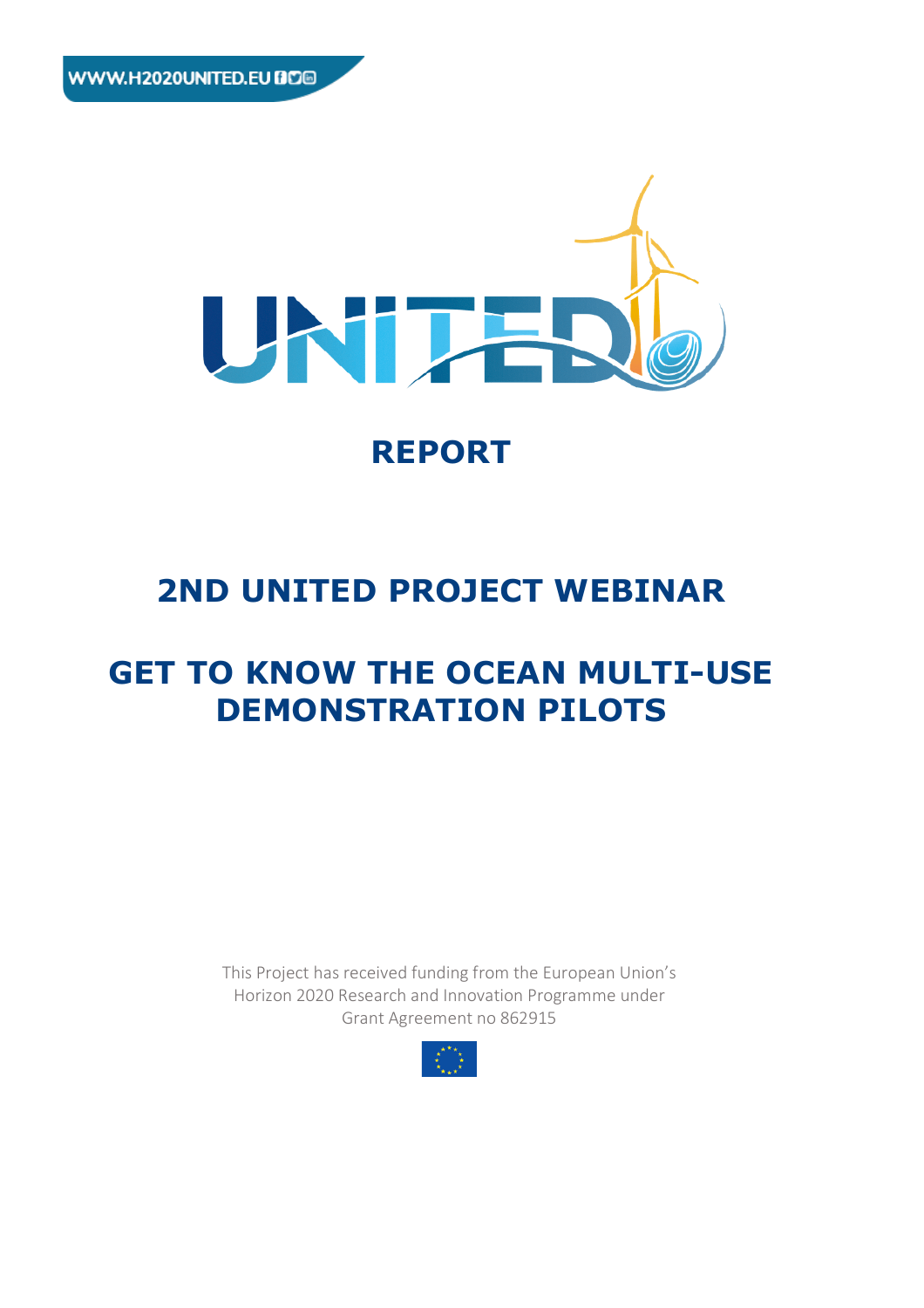WWW.H2020UNITED.EU

# REPORT

## 2ND UNITED PROJECT WEBINAR

## GET TO KNOW THE OCEAN MULTI-USE DEMONSTRATION PILOTS

This Project has received funding from the European Union's Horizon 2020 Research and Innovation Programme under Grant Agreement no 862915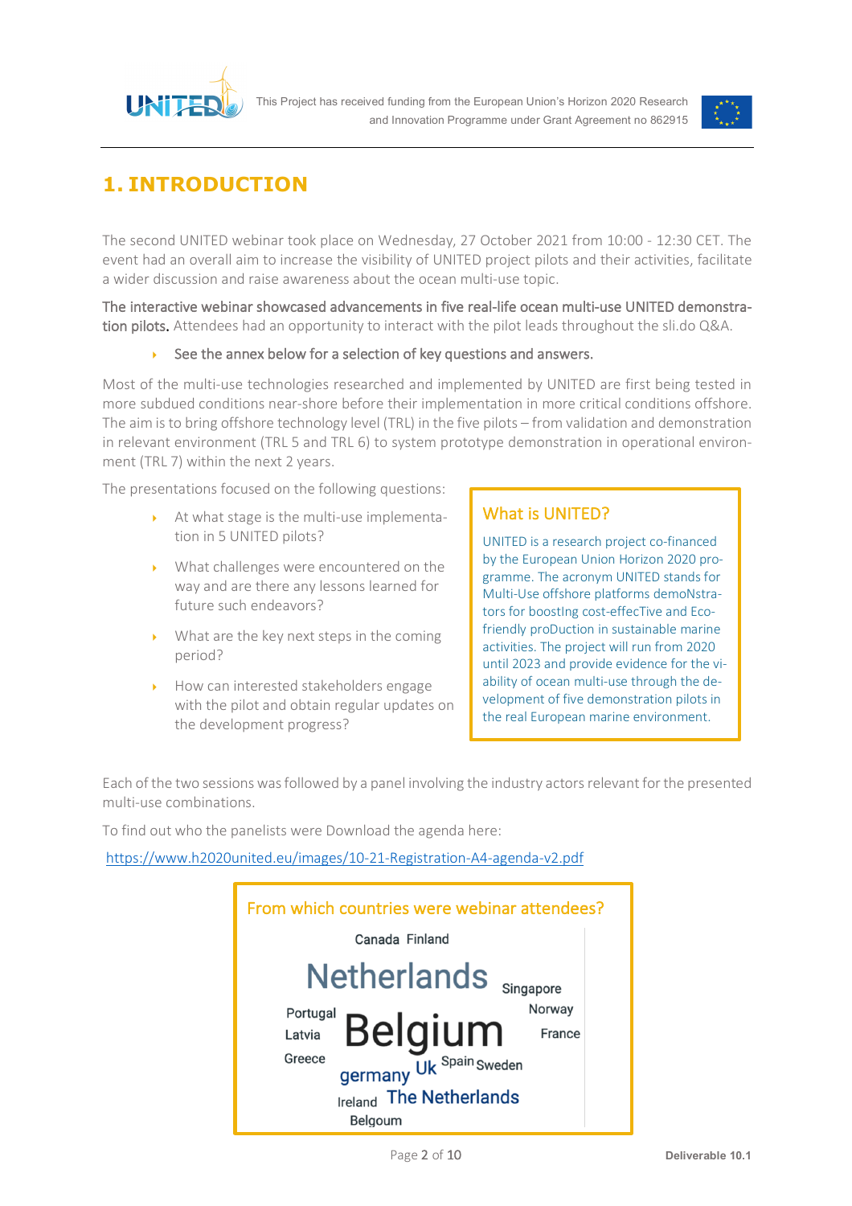# 1. INTRODUCTION

The second UNITED webinar took place on Wednesday, 27 October 2021 from 10:00 - 12:30 CET. The event had an overall aim to increase the visibility of UNITED project pilots and their activities, facilitate a wider discussion and raise awareness about the ocean multi-use topic.

**The interactive webinar showcased advancements in five real-life ocean multi-use UNITED demonstration pilots.** Attendees had an opportunity to interact with the pilot leads throughout the sli.do Q&A.

- See the annex below for a selection of key questions and answers.

Most of the multi-use technologies researched and implemented by UNITED are first being tested in more subdued conditions near-shore before their implementation in more critical conditions offshore. The aim is to bring offshore technology level (TRL) in the five pilots – from validation and demonstration in relevant environment (TRL 5 and TRL 6) to system prototype demonstration in operational environment (TRL 7) within the next 2 years.

The presentations focused on the following questions:

- At what stage is the multi-use implementation in 5 UNITED pilots?
- What challenges were encountered on the way and are there any lessons learned for future such endeavors?
- What are the key next steps in the coming period?
- How can interested stakeholders engage with the pilot and obtain regular updates on the development progress?

> **What is UNITED?**
>
> UNITED is a research project co-financed by the European Union Horizon 2020 programme. The acronym UNITED stands for Multi-Use offshore platforms demoNstrators for boostIng cost-effecTive and Eco-friendly proDuction in sustainable marine activities. The project will run from 2020 until 2023 and provide evidence for the viability of ocean multi-use through the development of five demonstration pilots in the real European marine environment.

Each of the two sessions was followed by a panel involving the industry actors relevant for the presented multi-use combinations.

To find out who the panelists were Download the agenda here:

https://www.h2020united.eu/images/10-21-Registration-A4-agenda-v2.pdf

> **From which countries were webinar attendees?**
>
> Canada Finland Netherlands Singapore Portugal Norway Latvia Belgium France Greece germany Uk Spain Sweden Ireland The Netherlands Belgoum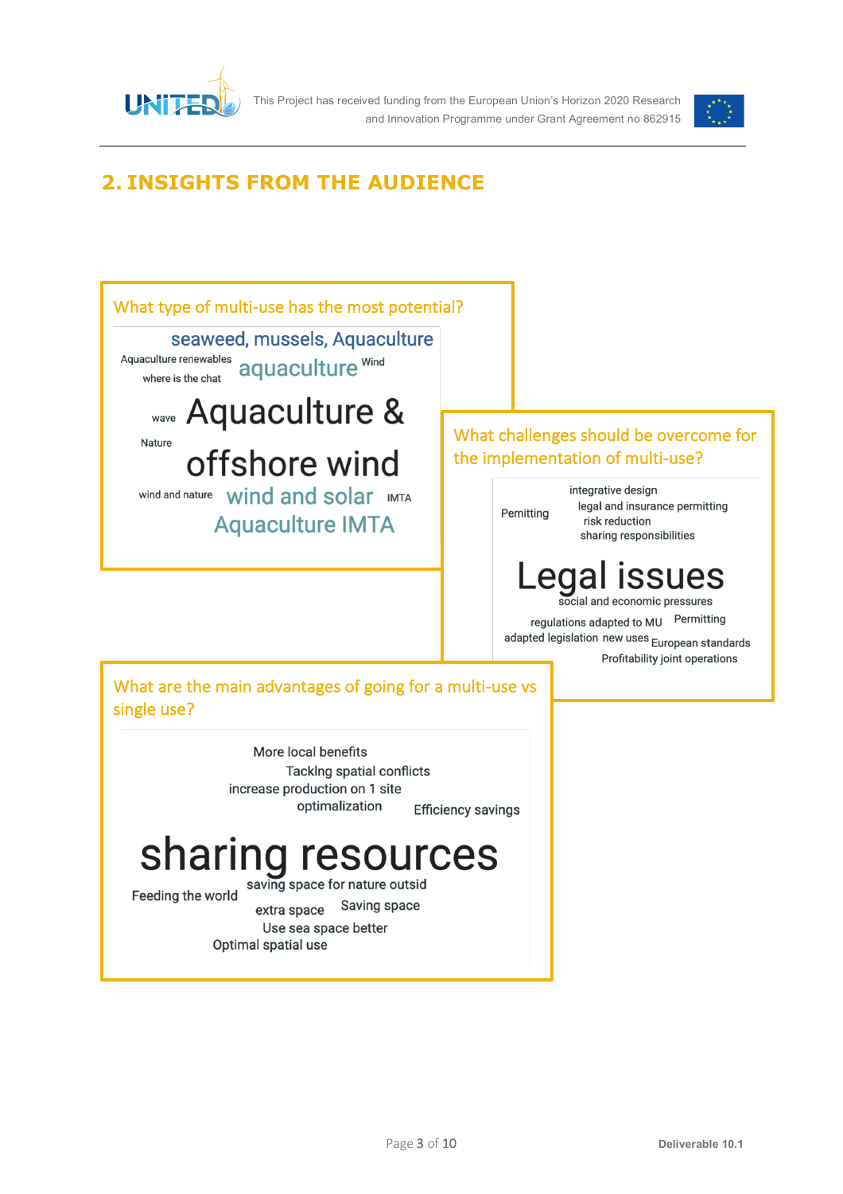## 2. INSIGHTS FROM THE AUDIENCE

### What type of multi-use has the most potential?

seaweed, mussels, Aquaculture

Aquaculture renewables

where is the chat

aquaculture

Wind

wave

Aquaculture & offshore wind

Nature

wind and nature

wind and solar

IMTA

Aquaculture IMTA

### What challenges should be overcome for the implementation of multi-use?

integrative design

Pemitting

legal and insurance permitting

risk reduction

sharing responsibilities

Legal issues

social and economic pressures

regulations adapted to MU

Permitting

adapted legislation

new uses

European standards

Profitability joint operations

### What are the main advantages of going for a multi-use vs single use?

More local benefits

Tackling spatial conflicts

increase production on 1 site

optimalization

Efficiency savings

sharing resources

Feeding the world

saving space for nature outsid

extra space

Saving space

Use sea space better

Optimal spatial use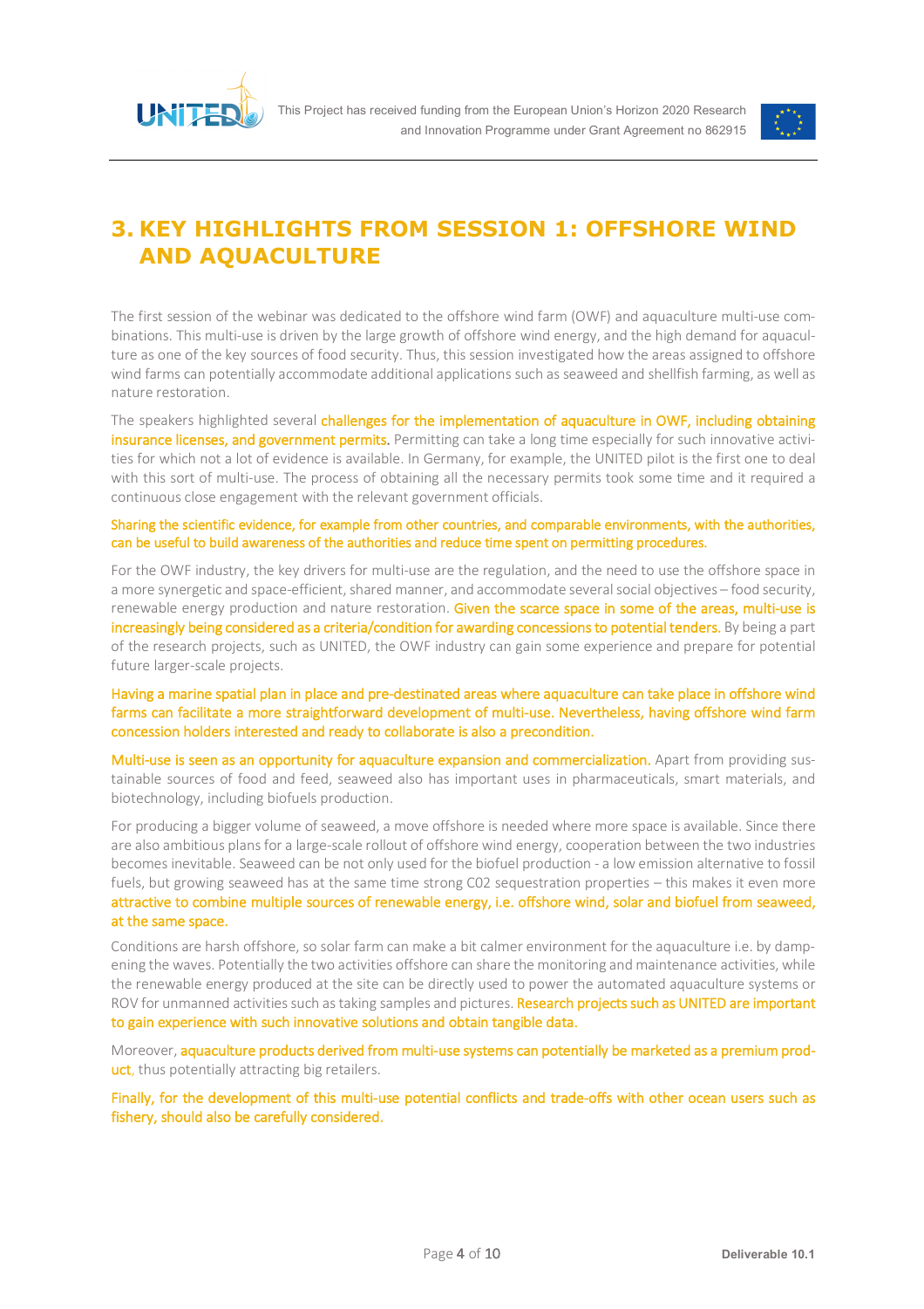# 3. KEY HIGHLIGHTS FROM SESSION 1: OFFSHORE WIND AND AQUACULTURE

The first session of the webinar was dedicated to the offshore wind farm (OWF) and aquaculture multi-use combinations. This multi-use is driven by the large growth of offshore wind energy, and the high demand for aquaculture as one of the key sources of food security. Thus, this session investigated how the areas assigned to offshore wind farms can potentially accommodate additional applications such as seaweed and shellfish farming, as well as nature restoration.

The speakers highlighted several challenges for the implementation of aquaculture in OWF, including obtaining insurance licenses, and government permits. Permitting can take a long time especially for such innovative activities for which not a lot of evidence is available. In Germany, for example, the UNITED pilot is the first one to deal with this sort of multi-use. The process of obtaining all the necessary permits took some time and it required a continuous close engagement with the relevant government officials.

Sharing the scientific evidence, for example from other countries, and comparable environments, with the authorities, can be useful to build awareness of the authorities and reduce time spent on permitting procedures.

For the OWF industry, the key drivers for multi-use are the regulation, and the need to use the offshore space in a more synergetic and space-efficient, shared manner, and accommodate several social objectives – food security, renewable energy production and nature restoration. Given the scarce space in some of the areas, multi-use is increasingly being considered as a criteria/condition for awarding concessions to potential tenders. By being a part of the research projects, such as UNITED, the OWF industry can gain some experience and prepare for potential future larger-scale projects.

Having a marine spatial plan in place and pre-destinated areas where aquaculture can take place in offshore wind farms can facilitate a more straightforward development of multi-use. Nevertheless, having offshore wind farm concession holders interested and ready to collaborate is also a precondition.

Multi-use is seen as an opportunity for aquaculture expansion and commercialization. Apart from providing sustainable sources of food and feed, seaweed also has important uses in pharmaceuticals, smart materials, and biotechnology, including biofuels production.

For producing a bigger volume of seaweed, a move offshore is needed where more space is available. Since there are also ambitious plans for a large-scale rollout of offshore wind energy, cooperation between the two industries becomes inevitable. Seaweed can be not only used for the biofuel production - a low emission alternative to fossil fuels, but growing seaweed has at the same time strong C02 sequestration properties – this makes it even more attractive to combine multiple sources of renewable energy, i.e. offshore wind, solar and biofuel from seaweed, at the same space.

Conditions are harsh offshore, so solar farm can make a bit calmer environment for the aquaculture i.e. by dampening the waves. Potentially the two activities offshore can share the monitoring and maintenance activities, while the renewable energy produced at the site can be directly used to power the automated aquaculture systems or ROV for unmanned activities such as taking samples and pictures. Research projects such as UNITED are important to gain experience with such innovative solutions and obtain tangible data.

Moreover, aquaculture products derived from multi-use systems can potentially be marketed as a premium product, thus potentially attracting big retailers.

Finally, for the development of this multi-use potential conflicts and trade-offs with other ocean users such as fishery, should also be carefully considered.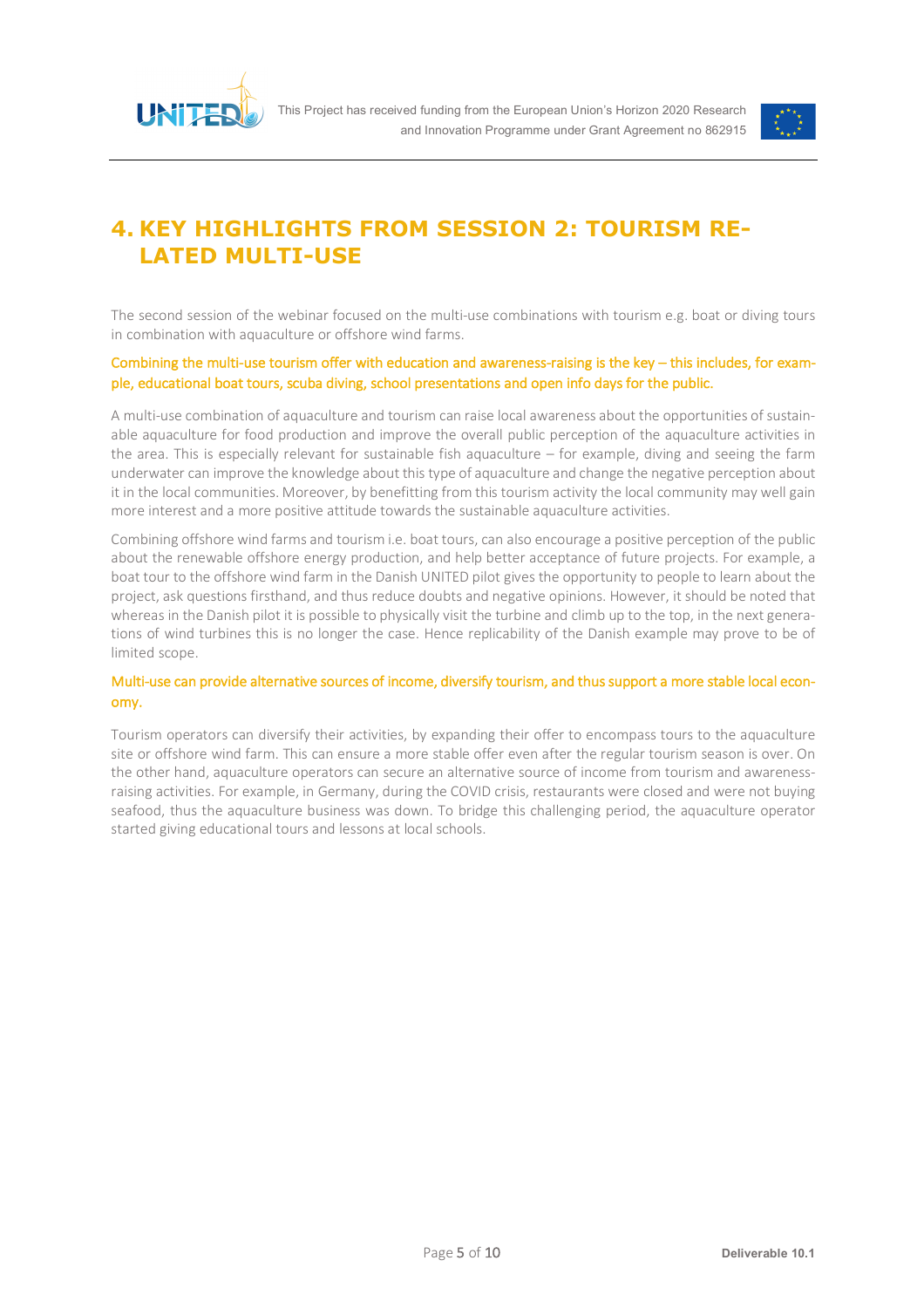# 4. KEY HIGHLIGHTS FROM SESSION 2: TOURISM RELATED MULTI-USE

The second session of the webinar focused on the multi-use combinations with tourism e.g. boat or diving tours in combination with aquaculture or offshore wind farms.

**Combining the multi-use tourism offer with education and awareness-raising is the key – this includes, for example, educational boat tours, scuba diving, school presentations and open info days for the public.**

A multi-use combination of aquaculture and tourism can raise local awareness about the opportunities of sustainable aquaculture for food production and improve the overall public perception of the aquaculture activities in the area. This is especially relevant for sustainable fish aquaculture – for example, diving and seeing the farm underwater can improve the knowledge about this type of aquaculture and change the negative perception about it in the local communities. Moreover, by benefitting from this tourism activity the local community may well gain more interest and a more positive attitude towards the sustainable aquaculture activities.

Combining offshore wind farms and tourism i.e. boat tours, can also encourage a positive perception of the public about the renewable offshore energy production, and help better acceptance of future projects. For example, a boat tour to the offshore wind farm in the Danish UNITED pilot gives the opportunity to people to learn about the project, ask questions firsthand, and thus reduce doubts and negative opinions. However, it should be noted that whereas in the Danish pilot it is possible to physically visit the turbine and climb up to the top, in the next generations of wind turbines this is no longer the case. Hence replicability of the Danish example may prove to be of limited scope.

**Multi-use can provide alternative sources of income, diversify tourism, and thus support a more stable local economy.**

Tourism operators can diversify their activities, by expanding their offer to encompass tours to the aquaculture site or offshore wind farm. This can ensure a more stable offer even after the regular tourism season is over. On the other hand, aquaculture operators can secure an alternative source of income from tourism and awareness-raising activities. For example, in Germany, during the COVID crisis, restaurants were closed and were not buying seafood, thus the aquaculture business was down. To bridge this challenging period, the aquaculture operator started giving educational tours and lessons at local schools.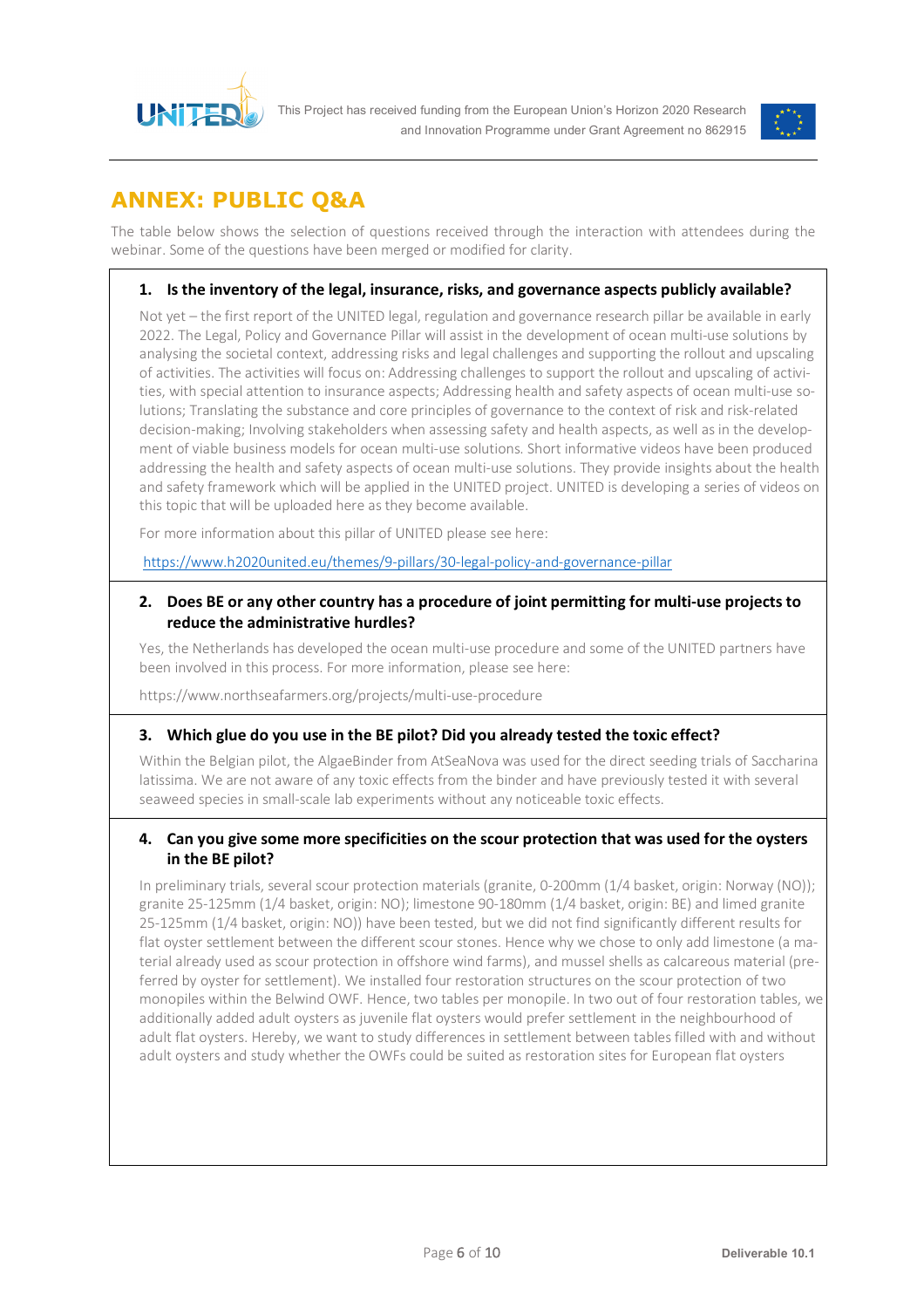# ANNEX: PUBLIC Q&A

The table below shows the selection of questions received through the interaction with attendees during the webinar. Some of the questions have been merged or modified for clarity.

**1. Is the inventory of the legal, insurance, risks, and governance aspects publicly available?**

Not yet – the first report of the UNITED legal, regulation and governance research pillar be available in early 2022. The Legal, Policy and Governance Pillar will assist in the development of ocean multi-use solutions by analysing the societal context, addressing risks and legal challenges and supporting the rollout and upscaling of activities. The activities will focus on: Addressing challenges to support the rollout and upscaling of activities, with special attention to insurance aspects; Addressing health and safety aspects of ocean multi-use solutions; Translating the substance and core principles of governance to the context of risk and risk-related decision-making; Involving stakeholders when assessing safety and health aspects, as well as in the development of viable business models for ocean multi-use solutions. Short informative videos have been produced addressing the health and safety aspects of ocean multi-use solutions. They provide insights about the health and safety framework which will be applied in the UNITED project. UNITED is developing a series of videos on this topic that will be uploaded here as they become available.

For more information about this pillar of UNITED please see here:

https://www.h2020united.eu/themes/9-pillars/30-legal-policy-and-governance-pillar

**2. Does BE or any other country has a procedure of joint permitting for multi-use projects to reduce the administrative hurdles?**

Yes, the Netherlands has developed the ocean multi-use procedure and some of the UNITED partners have been involved in this process. For more information, please see here:

https://www.northseafarmers.org/projects/multi-use-procedure

**3. Which glue do you use in the BE pilot? Did you already tested the toxic effect?**

Within the Belgian pilot, the AlgaeBinder from AtSeaNova was used for the direct seeding trials of Saccharina latissima. We are not aware of any toxic effects from the binder and have previously tested it with several seaweed species in small-scale lab experiments without any noticeable toxic effects.

**4. Can you give some more specificities on the scour protection that was used for the oysters in the BE pilot?**

In preliminary trials, several scour protection materials (granite, 0-200mm (1/4 basket, origin: Norway (NO)); granite 25-125mm (1/4 basket, origin: NO); limestone 90-180mm (1/4 basket, origin: BE) and limed granite 25-125mm (1/4 basket, origin: NO)) have been tested, but we did not find significantly different results for flat oyster settlement between the different scour stones. Hence why we chose to only add limestone (a material already used as scour protection in offshore wind farms), and mussel shells as calcareous material (preferred by oyster for settlement). We installed four restoration structures on the scour protection of two monopiles within the Belwind OWF. Hence, two tables per monopile. In two out of four restoration tables, we additionally added adult oysters as juvenile flat oysters would prefer settlement in the neighbourhood of adult flat oysters. Hereby, we want to study differences in settlement between tables filled with and without adult oysters and study whether the OWFs could be suited as restoration sites for European flat oysters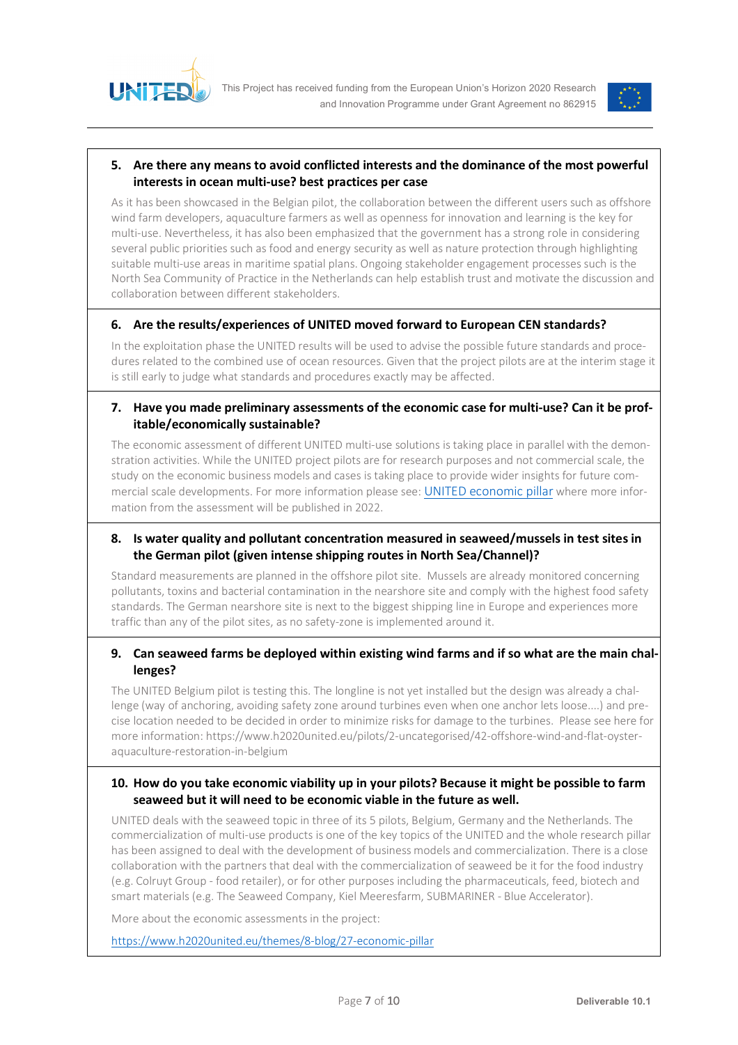**5. Are there any means to avoid conflicted interests and the dominance of the most powerful interests in ocean multi-use? best practices per case**

As it has been showcased in the Belgian pilot, the collaboration between the different users such as offshore wind farm developers, aquaculture farmers as well as openness for innovation and learning is the key for multi-use. Nevertheless, it has also been emphasized that the government has a strong role in considering several public priorities such as food and energy security as well as nature protection through highlighting suitable multi-use areas in maritime spatial plans. Ongoing stakeholder engagement processes such is the North Sea Community of Practice in the Netherlands can help establish trust and motivate the discussion and collaboration between different stakeholders.

**6. Are the results/experiences of UNITED moved forward to European CEN standards?**

In the exploitation phase the UNITED results will be used to advise the possible future standards and procedures related to the combined use of ocean resources. Given that the project pilots are at the interim stage it is still early to judge what standards and procedures exactly may be affected.

**7. Have you made preliminary assessments of the economic case for multi-use? Can it be profitable/economically sustainable?**

The economic assessment of different UNITED multi-use solutions is taking place in parallel with the demonstration activities. While the UNITED project pilots are for research purposes and not commercial scale, the study on the economic business models and cases is taking place to provide wider insights for future commercial scale developments. For more information please see: UNITED economic pillar where more information from the assessment will be published in 2022.

**8. Is water quality and pollutant concentration measured in seaweed/mussels in test sites in the German pilot (given intense shipping routes in North Sea/Channel)?**

Standard measurements are planned in the offshore pilot site. Mussels are already monitored concerning pollutants, toxins and bacterial contamination in the nearshore site and comply with the highest food safety standards. The German nearshore site is next to the biggest shipping line in Europe and experiences more traffic than any of the pilot sites, as no safety-zone is implemented around it.

**9. Can seaweed farms be deployed within existing wind farms and if so what are the main challenges?**

The UNITED Belgium pilot is testing this. The longline is not yet installed but the design was already a challenge (way of anchoring, avoiding safety zone around turbines even when one anchor lets loose....) and precise location needed to be decided in order to minimize risks for damage to the turbines. Please see here for more information: https://www.h2020united.eu/pilots/2-uncategorised/42-offshore-wind-and-flat-oyster-aquaculture-restoration-in-belgium

**10. How do you take economic viability up in your pilots? Because it might be possible to farm seaweed but it will need to be economic viable in the future as well.**

UNITED deals with the seaweed topic in three of its 5 pilots, Belgium, Germany and the Netherlands. The commercialization of multi-use products is one of the key topics of the UNITED and the whole research pillar has been assigned to deal with the development of business models and commercialization. There is a close collaboration with the partners that deal with the commercialization of seaweed be it for the food industry (e.g. Colruyt Group - food retailer), or for other purposes including the pharmaceuticals, feed, biotech and smart materials (e.g. The Seaweed Company, Kiel Meeresfarm, SUBMARINER - Blue Accelerator).

More about the economic assessments in the project:

https://www.h2020united.eu/themes/8-blog/27-economic-pillar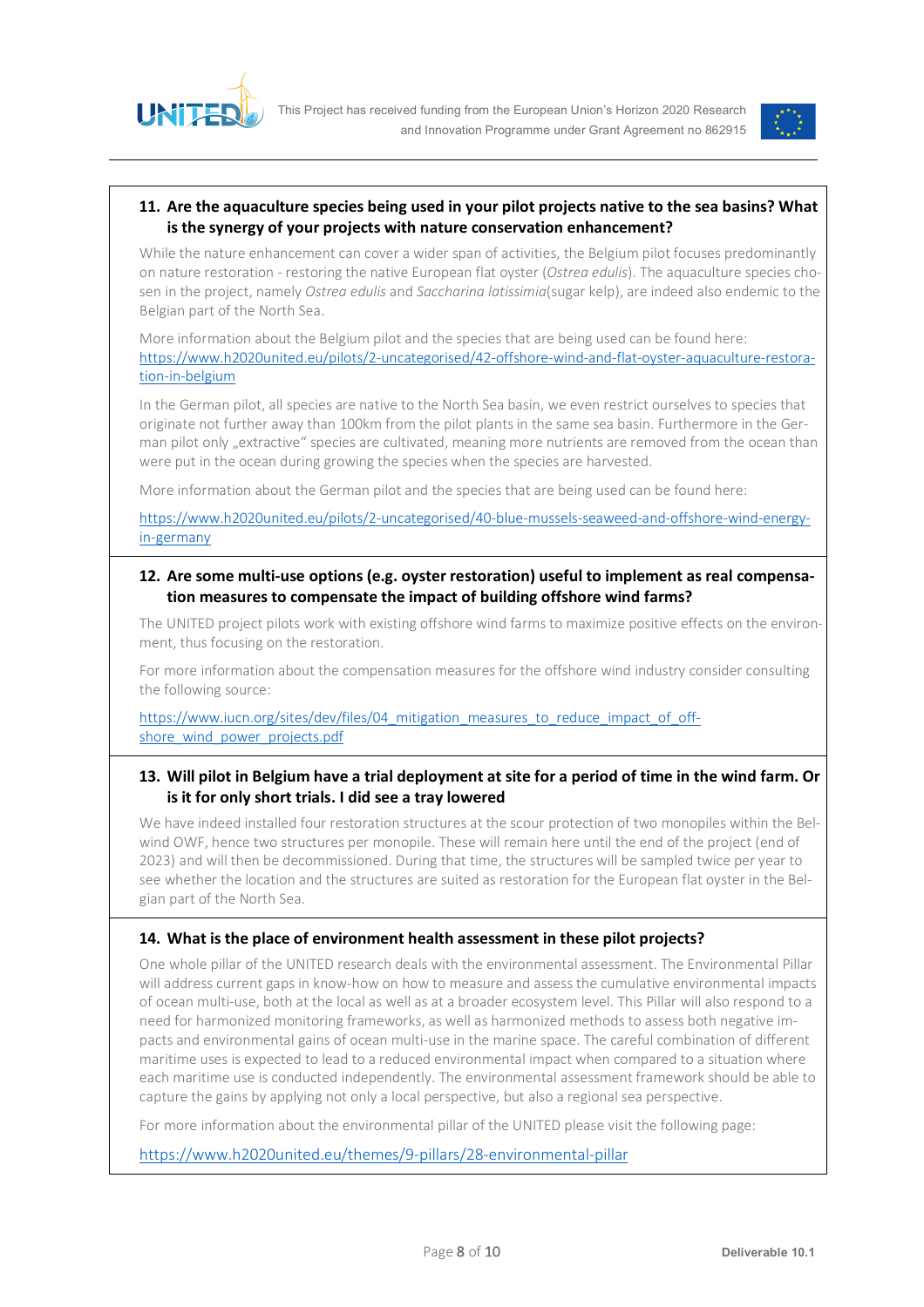**11. Are the aquaculture species being used in your pilot projects native to the sea basins? What is the synergy of your projects with nature conservation enhancement?**

While the nature enhancement can cover a wider span of activities, the Belgium pilot focuses predominantly on nature restoration - restoring the native European flat oyster (*Ostrea edulis*). The aquaculture species chosen in the project, namely *Ostrea edulis* and *Saccharina latissimia*(sugar kelp), are indeed also endemic to the Belgian part of the North Sea.

More information about the Belgium pilot and the species that are being used can be found here: https://www.h2020united.eu/pilots/2-uncategorised/42-offshore-wind-and-flat-oyster-aquaculture-restoration-in-belgium

In the German pilot, all species are native to the North Sea basin, we even restrict ourselves to species that originate not further away than 100km from the pilot plants in the same sea basin. Furthermore in the German pilot only „extractive" species are cultivated, meaning more nutrients are removed from the ocean than were put in the ocean during growing the species when the species are harvested.

More information about the German pilot and the species that are being used can be found here:

https://www.h2020united.eu/pilots/2-uncategorised/40-blue-mussels-seaweed-and-offshore-wind-energy-in-germany

**12. Are some multi-use options (e.g. oyster restoration) useful to implement as real compensation measures to compensate the impact of building offshore wind farms?**

The UNITED project pilots work with existing offshore wind farms to maximize positive effects on the environment, thus focusing on the restoration.

For more information about the compensation measures for the offshore wind industry consider consulting the following source:

https://www.iucn.org/sites/dev/files/04_mitigation_measures_to_reduce_impact_of_offshore_wind_power_projects.pdf

**13. Will pilot in Belgium have a trial deployment at site for a period of time in the wind farm. Or is it for only short trials. I did see a tray lowered**

We have indeed installed four restoration structures at the scour protection of two monopiles within the Belwind OWF, hence two structures per monopile. These will remain here until the end of the project (end of 2023) and will then be decommissioned. During that time, the structures will be sampled twice per year to see whether the location and the structures are suited as restoration for the European flat oyster in the Belgian part of the North Sea.

**14. What is the place of environment health assessment in these pilot projects?**

One whole pillar of the UNITED research deals with the environmental assessment. The Environmental Pillar will address current gaps in know-how on how to measure and assess the cumulative environmental impacts of ocean multi-use, both at the local as well as at a broader ecosystem level. This Pillar will also respond to a need for harmonized monitoring frameworks, as well as harmonized methods to assess both negative impacts and environmental gains of ocean multi-use in the marine space. The careful combination of different maritime uses is expected to lead to a reduced environmental impact when compared to a situation where each maritime use is conducted independently. The environmental assessment framework should be able to capture the gains by applying not only a local perspective, but also a regional sea perspective.

For more information about the environmental pillar of the UNITED please visit the following page:

https://www.h2020united.eu/themes/9-pillars/28-environmental-pillar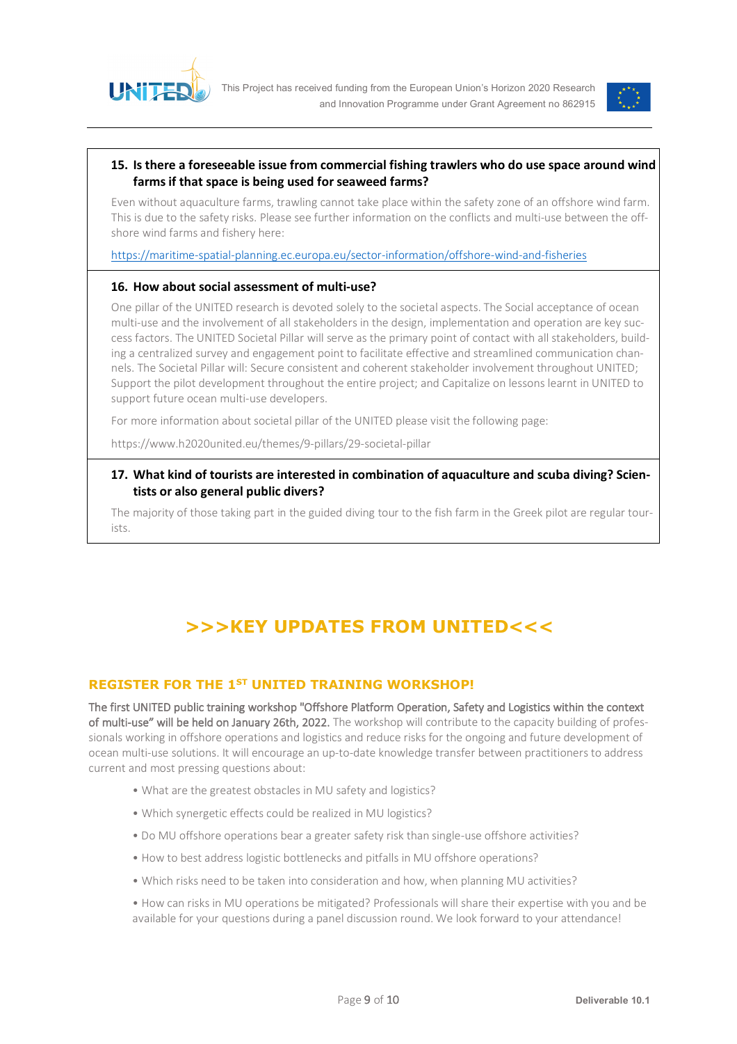**15. Is there a foreseeable issue from commercial fishing trawlers who do use space around wind farms if that space is being used for seaweed farms?**

Even without aquaculture farms, trawling cannot take place within the safety zone of an offshore wind farm. This is due to the safety risks. Please see further information on the conflicts and multi-use between the offshore wind farms and fishery here:

https://maritime-spatial-planning.ec.europa.eu/sector-information/offshore-wind-and-fisheries

**16. How about social assessment of multi-use?**

One pillar of the UNITED research is devoted solely to the societal aspects. The Social acceptance of ocean multi-use and the involvement of all stakeholders in the design, implementation and operation are key success factors. The UNITED Societal Pillar will serve as the primary point of contact with all stakeholders, building a centralized survey and engagement point to facilitate effective and streamlined communication channels. The Societal Pillar will: Secure consistent and coherent stakeholder involvement throughout UNITED; Support the pilot development throughout the entire project; and Capitalize on lessons learnt in UNITED to support future ocean multi-use developers.

For more information about societal pillar of the UNITED please visit the following page:

https://www.h2020united.eu/themes/9-pillars/29-societal-pillar

**17. What kind of tourists are interested in combination of aquaculture and scuba diving? Scientists or also general public divers?**

The majority of those taking part in the guided diving tour to the fish farm in the Greek pilot are regular tourists.

# >>>KEY UPDATES FROM UNITED<<<

## REGISTER FOR THE 1ST UNITED TRAINING WORKSHOP!

The first UNITED public training workshop "Offshore Platform Operation, Safety and Logistics within the context of multi-use" will be held on January 26th, 2022. The workshop will contribute to the capacity building of professionals working in offshore operations and logistics and reduce risks for the ongoing and future development of ocean multi-use solutions. It will encourage an up-to-date knowledge transfer between practitioners to address current and most pressing questions about:

- What are the greatest obstacles in MU safety and logistics?
- Which synergetic effects could be realized in MU logistics?
- Do MU offshore operations bear a greater safety risk than single-use offshore activities?
- How to best address logistic bottlenecks and pitfalls in MU offshore operations?
- Which risks need to be taken into consideration and how, when planning MU activities?
- How can risks in MU operations be mitigated? Professionals will share their expertise with you and be available for your questions during a panel discussion round. We look forward to your attendance!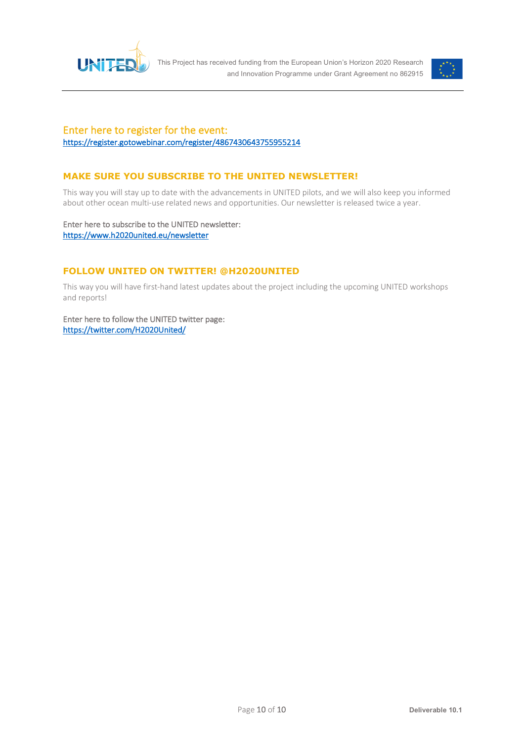## Enter here to register for the event:

https://register.gotowebinar.com/register/4867430643755955214

## MAKE SURE YOU SUBSCRIBE TO THE UNITED NEWSLETTER!

This way you will stay up to date with the advancements in UNITED pilots, and we will also keep you informed about other ocean multi-use related news and opportunities. Our newsletter is released twice a year.

Enter here to subscribe to the UNITED newsletter:
https://www.h2020united.eu/newsletter

## FOLLOW UNITED ON TWITTER! @H2020UNITED

This way you will have first-hand latest updates about the project including the upcoming UNITED workshops and reports!

Enter here to follow the UNITED twitter page:
https://twitter.com/H2020United/